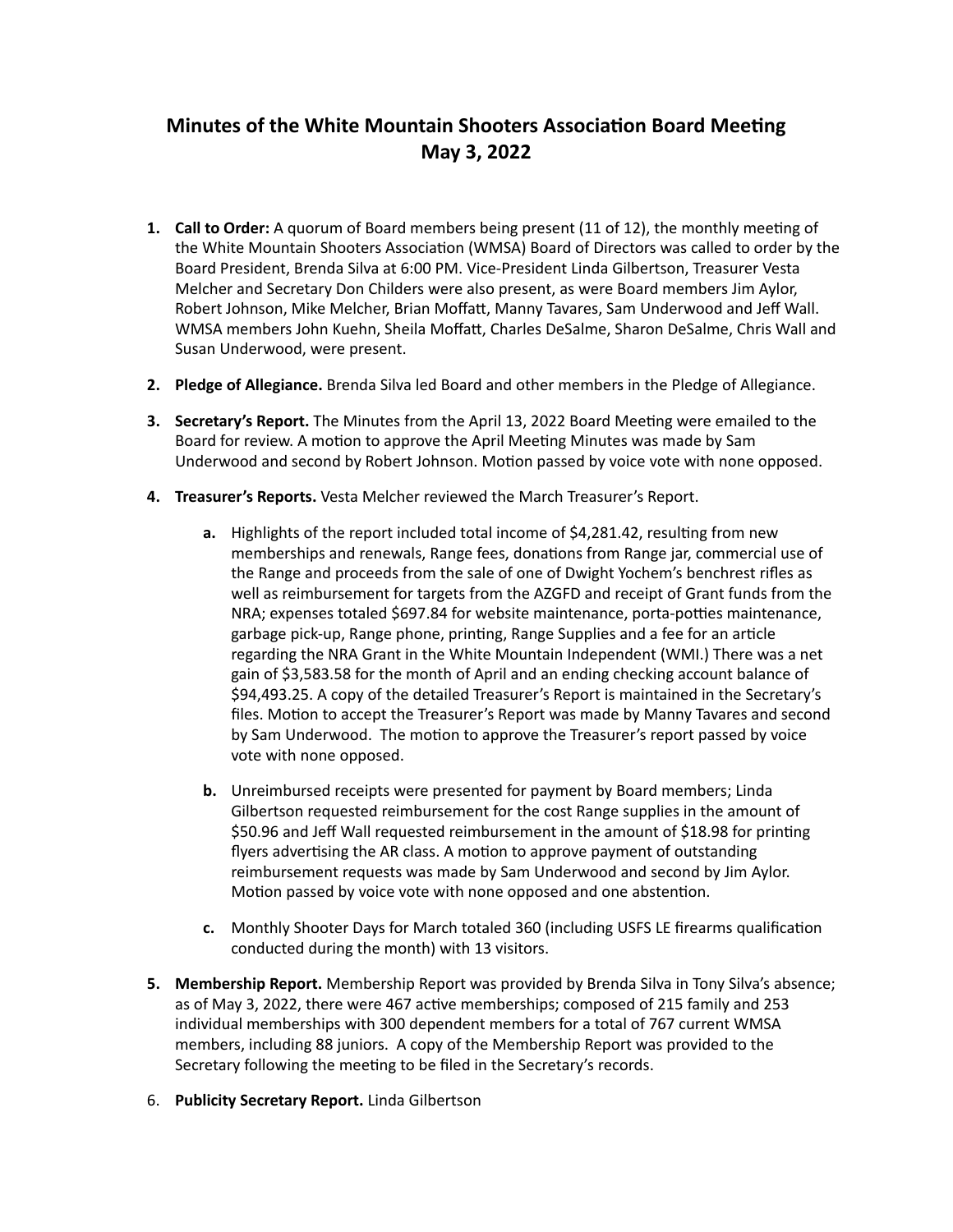# Minutes of the White Mountain Shooters Association Board Meeting May 3, 2022

1. **Call to Order:** A quorum of Board members being present (11 of 12), the monthly meeting of the White Mountain Shooters Association (WMSA) Board of Directors was called to order by the Board President, Brenda Silva at 6:00 PM. Vice-President Linda Gilbertson, Treasurer Vesta Melcher and Secretary Don Childers were also present, as were Board members Jim Aylor, Robert Johnson, Mike Melcher, Brian Moffatt, Manny Tavares, Sam Underwood and Jeff Wall. WMSA members John Kuehn, Sheila Moffatt, Charles DeSalme, Sharon DeSalme, Chris Wall and Susan Underwood, were present.

2. **Pledge of Allegiance.** Brenda Silva led Board and other members in the Pledge of Allegiance.

3. **Secretary's Report.** The Minutes from the April 13, 2022 Board Meeting were emailed to the Board for review. A motion to approve the April Meeting Minutes was made by Sam Underwood and second by Robert Johnson. Motion passed by voice vote with none opposed.

4. **Treasurer's Reports.** Vesta Melcher reviewed the March Treasurer's Report.

   a. Highlights of the report included total income of $4,281.42, resulting from new memberships and renewals, Range fees, donations from Range jar, commercial use of the Range and proceeds from the sale of one of Dwight Yochem's benchrest rifles as well as reimbursement for targets from the AZGFD and receipt of Grant funds from the NRA; expenses totaled $697.84 for website maintenance, porta-potties maintenance, garbage pick-up, Range phone, printing, Range Supplies and a fee for an article regarding the NRA Grant in the White Mountain Independent (WMI.) There was a net gain of $3,583.58 for the month of April and an ending checking account balance of $94,493.25. A copy of the detailed Treasurer's Report is maintained in the Secretary's files. Motion to accept the Treasurer's Report was made by Manny Tavares and second by Sam Underwood. The motion to approve the Treasurer's report passed by voice vote with none opposed.

   b. Unreimbursed receipts were presented for payment by Board members; Linda Gilbertson requested reimbursement for the cost Range supplies in the amount of $50.96 and Jeff Wall requested reimbursement in the amount of $18.98 for printing flyers advertising the AR class. A motion to approve payment of outstanding reimbursement requests was made by Sam Underwood and second by Jim Aylor. Motion passed by voice vote with none opposed and one abstention.

   c. Monthly Shooter Days for March totaled 360 (including USFS LE firearms qualification conducted during the month) with 13 visitors.

5. **Membership Report.** Membership Report was provided by Brenda Silva in Tony Silva's absence; as of May 3, 2022, there were 467 active memberships; composed of 215 family and 253 individual memberships with 300 dependent members for a total of 767 current WMSA members, including 88 juniors. A copy of the Membership Report was provided to the Secretary following the meeting to be filed in the Secretary's records.

6. **Publicity Secretary Report.** Linda Gilbertson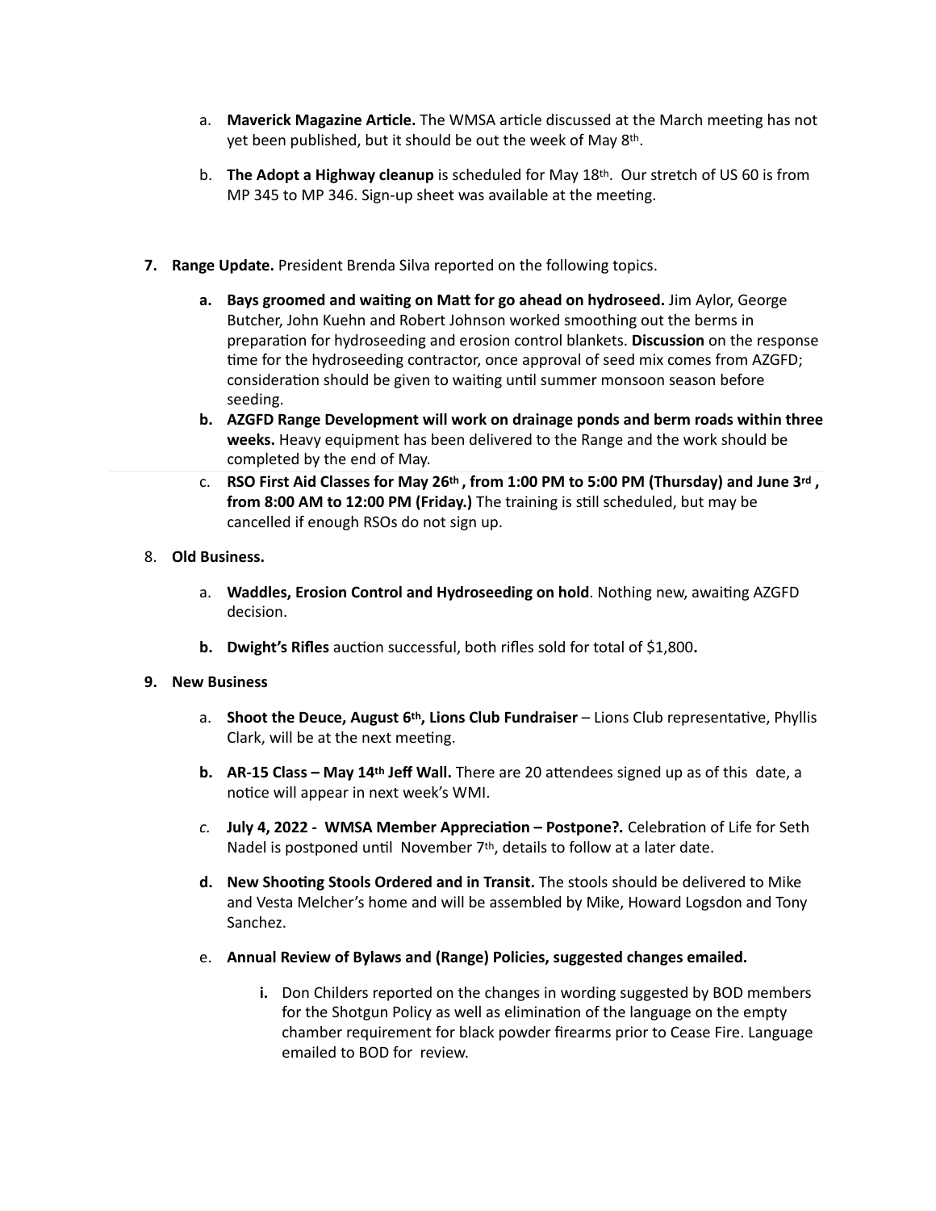a. **Maverick Magazine Article.** The WMSA article discussed at the March meeting has not yet been published, but it should be out the week of May 8th.

b. **The Adopt a Highway cleanup** is scheduled for May 18th. Our stretch of US 60 is from MP 345 to MP 346. Sign-up sheet was available at the meeting.

7. **Range Update.** President Brenda Silva reported on the following topics.

   a. **Bays groomed and waiting on Matt for go ahead on hydroseed.** Jim Aylor, George Butcher, John Kuehn and Robert Johnson worked smoothing out the berms in preparation for hydroseeding and erosion control blankets. **Discussion** on the response time for the hydroseeding contractor, once approval of seed mix comes from AZGFD; consideration should be given to waiting until summer monsoon season before seeding.

   b. **AZGFD Range Development will work on drainage ponds and berm roads within three weeks.** Heavy equipment has been delivered to the Range and the work should be completed by the end of May.

   c. **RSO First Aid Classes for May 26th, from 1:00 PM to 5:00 PM (Thursday) and June 3rd, from 8:00 AM to 12:00 PM (Friday.)** The training is still scheduled, but may be cancelled if enough RSOs do not sign up.

8. **Old Business.**

   a. **Waddles, Erosion Control and Hydroseeding on hold**. Nothing new, awaiting AZGFD decision.

   b. **Dwight's Rifles** auction successful, both rifles sold for total of $1,800**.**

9. **New Business**

   a. **Shoot the Deuce, August 6th, Lions Club Fundraiser** – Lions Club representative, Phyllis Clark, will be at the next meeting.

   b. **AR-15 Class – May 14th Jeff Wall.** There are 20 attendees signed up as of this date, a notice will appear in next week's WMI.

   c. ***July 4, 2022 - WMSA Member Appreciation – Postpone?.*** Celebration of Life for Seth Nadel is postponed until November 7th, details to follow at a later date.

   d. **New Shooting Stools Ordered and in Transit.** The stools should be delivered to Mike and Vesta Melcher's home and will be assembled by Mike, Howard Logsdon and Tony Sanchez.

   e. **Annual Review of Bylaws and (Range) Policies, suggested changes emailed.**

      i. Don Childers reported on the changes in wording suggested by BOD members for the Shotgun Policy as well as elimination of the language on the empty chamber requirement for black powder firearms prior to Cease Fire. Language emailed to BOD for review.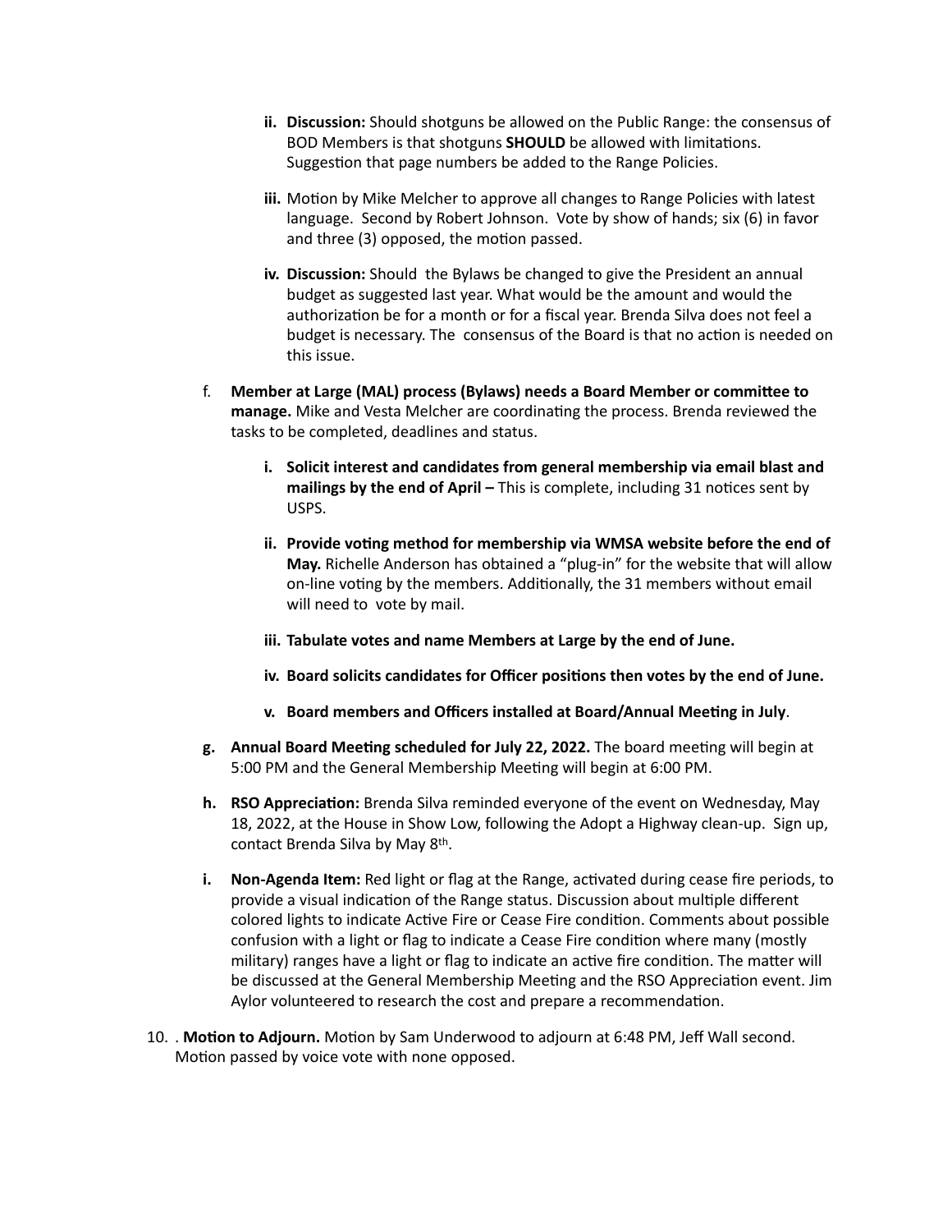- ii. **Discussion:** Should shotguns be allowed on the Public Range: the consensus of BOD Members is that shotguns **SHOULD** be allowed with limitations. Suggestion that page numbers be added to the Range Policies.

   - iii. Motion by Mike Melcher to approve all changes to Range Policies with latest language. Second by Robert Johnson. Vote by show of hands; six (6) in favor and three (3) opposed, the motion passed.

   - iv. **Discussion:** Should the Bylaws be changed to give the President an annual budget as suggested last year. What would be the amount and would the authorization be for a month or for a fiscal year. Brenda Silva does not feel a budget is necessary. The consensus of the Board is that no action is needed on this issue.

f. **Member at Large (MAL) process (Bylaws) needs a Board Member or committee to manage.** Mike and Vesta Melcher are coordinating the process. Brenda reviewed the tasks to be completed, deadlines and status.

   - i. **Solicit interest and candidates from general membership via email blast and mailings by the end of April –** This is complete, including 31 notices sent by USPS.

   - ii. **Provide voting method for membership via WMSA website before the end of May.** Richelle Anderson has obtained a "plug-in" for the website that will allow on-line voting by the members. Additionally, the 31 members without email will need to vote by mail.

   - iii. **Tabulate votes and name Members at Large by the end of June.**

   - iv. **Board solicits candidates for Officer positions then votes by the end of June.**

   - v. **Board members and Officers installed at Board/Annual Meeting in July**.

g. **Annual Board Meeting scheduled for July 22, 2022.** The board meeting will begin at 5:00 PM and the General Membership Meeting will begin at 6:00 PM.

h. **RSO Appreciation:** Brenda Silva reminded everyone of the event on Wednesday, May 18, 2022, at the House in Show Low, following the Adopt a Highway clean-up. Sign up, contact Brenda Silva by May 8th.

i. **Non-Agenda Item:** Red light or flag at the Range, activated during cease fire periods, to provide a visual indication of the Range status. Discussion about multiple different colored lights to indicate Active Fire or Cease Fire condition. Comments about possible confusion with a light or flag to indicate a Cease Fire condition where many (mostly military) ranges have a light or flag to indicate an active fire condition. The matter will be discussed at the General Membership Meeting and the RSO Appreciation event. Jim Aylor volunteered to research the cost and prepare a recommendation.

10. . **Motion to Adjourn.** Motion by Sam Underwood to adjourn at 6:48 PM, Jeff Wall second. Motion passed by voice vote with none opposed.